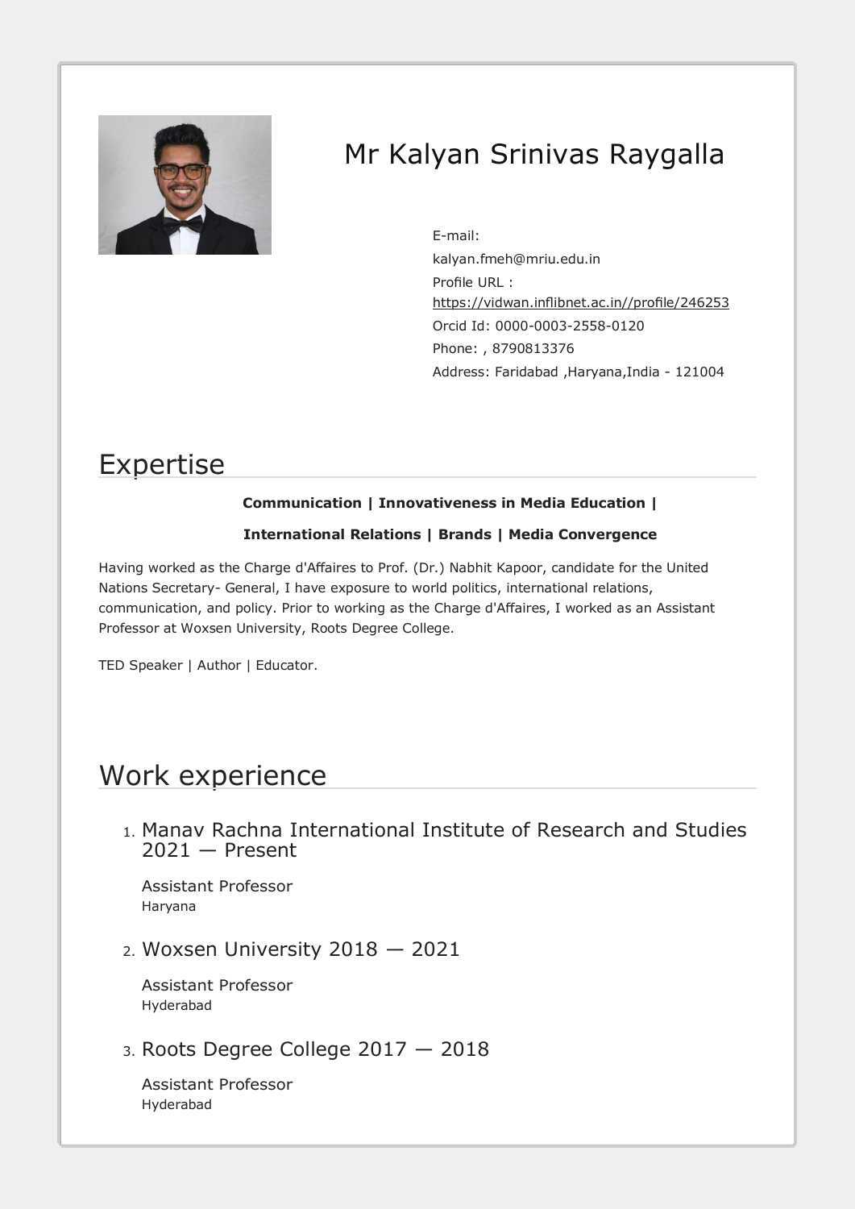# Mr Kalyan Srinivas Raygalla

E-mail:
kalyan.fmeh@mriu.edu.in
Profile URL :
https://vidwan.inflibnet.ac.in//profile/246253
Orcid Id: 0000-0003-2558-0120
Phone: , 8790813376
Address: Faridabad ,Haryana,India - 121004

## Expertise

**Communication | Innovativeness in Media Education |**

**International Relations | Brands | Media Convergence**

Having worked as the Charge d'Affaires to Prof. (Dr.) Nabhit Kapoor, candidate for the United Nations Secretary- General, I have exposure to world politics, international relations, communication, and policy. Prior to working as the Charge d'Affaires, I worked as an Assistant Professor at Woxsen University, Roots Degree College.

TED Speaker | Author | Educator.

## Work experience

1. ### Manav Rachna International Institute of Research and Studies 2021 — Present

   Assistant Professor
   Haryana

2. ### Woxsen University 2018 — 2021

   Assistant Professor
   Hyderabad

3. ### Roots Degree College 2017 — 2018

   Assistant Professor
   Hyderabad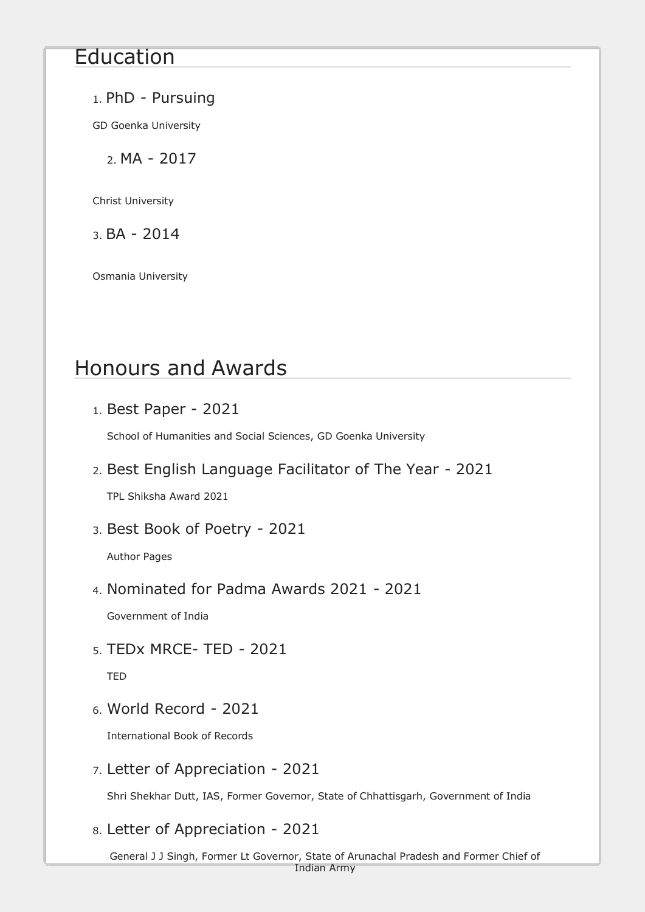## Education

1. PhD - Pursuing

   GD Goenka University

2. MA - 2017

   Christ University

3. BA - 2014

   Osmania University

## Honours and Awards

1. Best Paper - 2021

   School of Humanities and Social Sciences, GD Goenka University

2. Best English Language Facilitator of The Year - 2021

   TPL Shiksha Award 2021

3. Best Book of Poetry - 2021

   Author Pages

4. Nominated for Padma Awards 2021 - 2021

   Government of India

5. TEDx MRCE- TED - 2021

   TED

6. World Record - 2021

   International Book of Records

7. Letter of Appreciation - 2021

   Shri Shekhar Dutt, IAS, Former Governor, State of Chhattisgarh, Government of India

8. Letter of Appreciation - 2021

   General J J Singh, Former Lt Governor, State of Arunachal Pradesh and Former Chief of Indian Army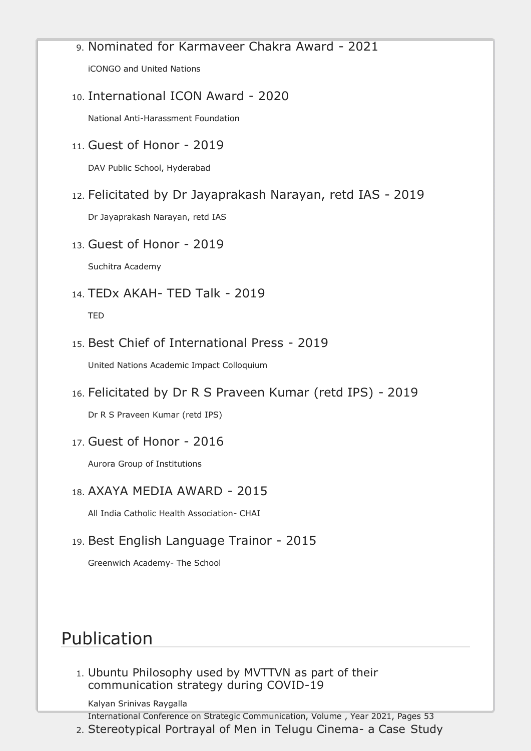9. Nominated for Karmaveer Chakra Award - 2021

   iCONGO and United Nations

10. International ICON Award - 2020

    National Anti-Harassment Foundation

11. Guest of Honor - 2019

    DAV Public School, Hyderabad

12. Felicitated by Dr Jayaprakash Narayan, retd IAS - 2019

    Dr Jayaprakash Narayan, retd IAS

13. Guest of Honor - 2019

    Suchitra Academy

14. TEDx AKAH- TED Talk - 2019

    TED

15. Best Chief of International Press - 2019

    United Nations Academic Impact Colloquium

16. Felicitated by Dr R S Praveen Kumar (retd IPS) - 2019

    Dr R S Praveen Kumar (retd IPS)

17. Guest of Honor - 2016

    Aurora Group of Institutions

18. AXAYA MEDIA AWARD - 2015

    All India Catholic Health Association- CHAI

19. Best English Language Trainor - 2015

    Greenwich Academy- The School

# Publication

1. Ubuntu Philosophy used by MVTTVN as part of their communication strategy during COVID-19

   Kalyan Srinivas Raygalla

   International Conference on Strategic Communication, Volume , Year 2021, Pages 53

2. Stereotypical Portrayal of Men in Telugu Cinema- a Case Study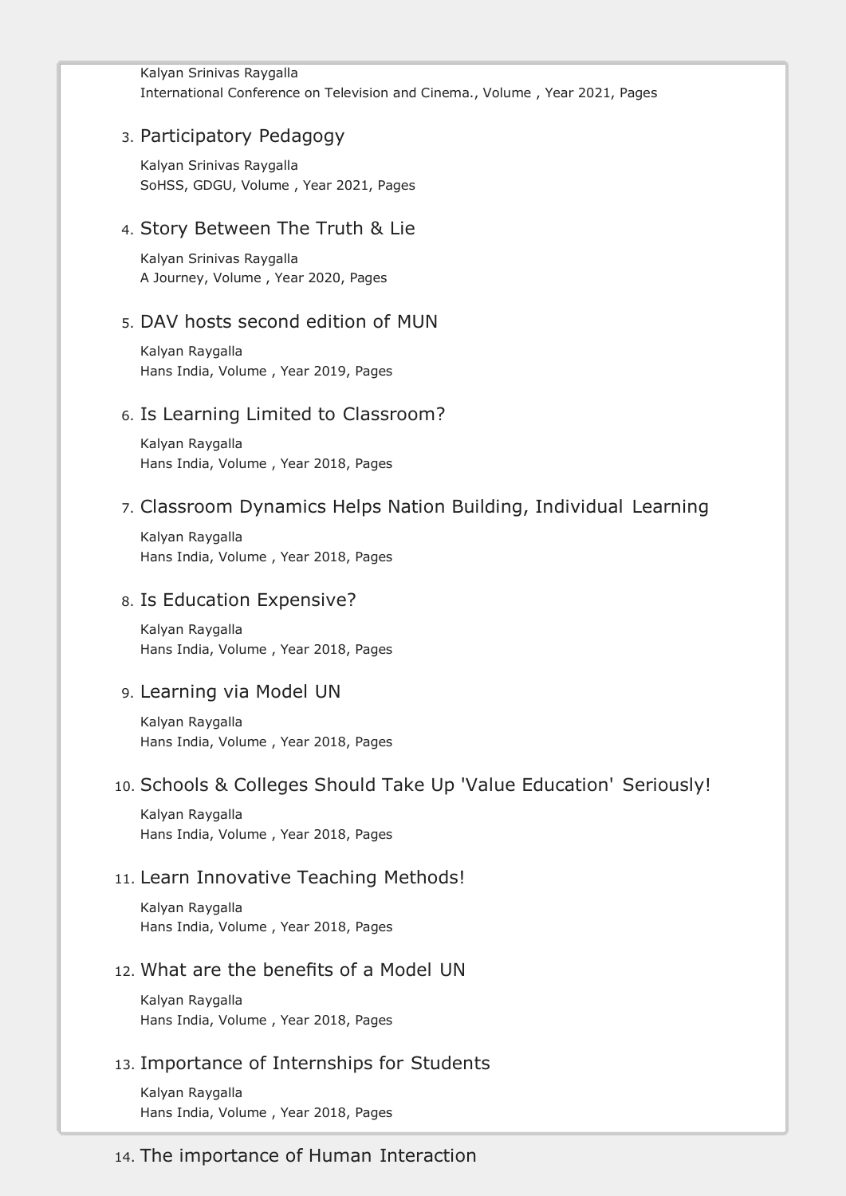Kalyan Srinivas Raygalla
International Conference on Television and Cinema., Volume , Year 2021, Pages

3. Participatory Pedagogy

   Kalyan Srinivas Raygalla
   SoHSS, GDGU, Volume , Year 2021, Pages

4. Story Between The Truth & Lie

   Kalyan Srinivas Raygalla
   A Journey, Volume , Year 2020, Pages

5. DAV hosts second edition of MUN

   Kalyan Raygalla
   Hans India, Volume , Year 2019, Pages

6. Is Learning Limited to Classroom?

   Kalyan Raygalla
   Hans India, Volume , Year 2018, Pages

7. Classroom Dynamics Helps Nation Building, Individual Learning

   Kalyan Raygalla
   Hans India, Volume , Year 2018, Pages

8. Is Education Expensive?

   Kalyan Raygalla
   Hans India, Volume , Year 2018, Pages

9. Learning via Model UN

   Kalyan Raygalla
   Hans India, Volume , Year 2018, Pages

10. Schools & Colleges Should Take Up 'Value Education' Seriously!

    Kalyan Raygalla
    Hans India, Volume , Year 2018, Pages

11. Learn Innovative Teaching Methods!

    Kalyan Raygalla
    Hans India, Volume , Year 2018, Pages

12. What are the benefits of a Model UN

    Kalyan Raygalla
    Hans India, Volume , Year 2018, Pages

13. Importance of Internships for Students

    Kalyan Raygalla
    Hans India, Volume , Year 2018, Pages

14. The importance of Human Interaction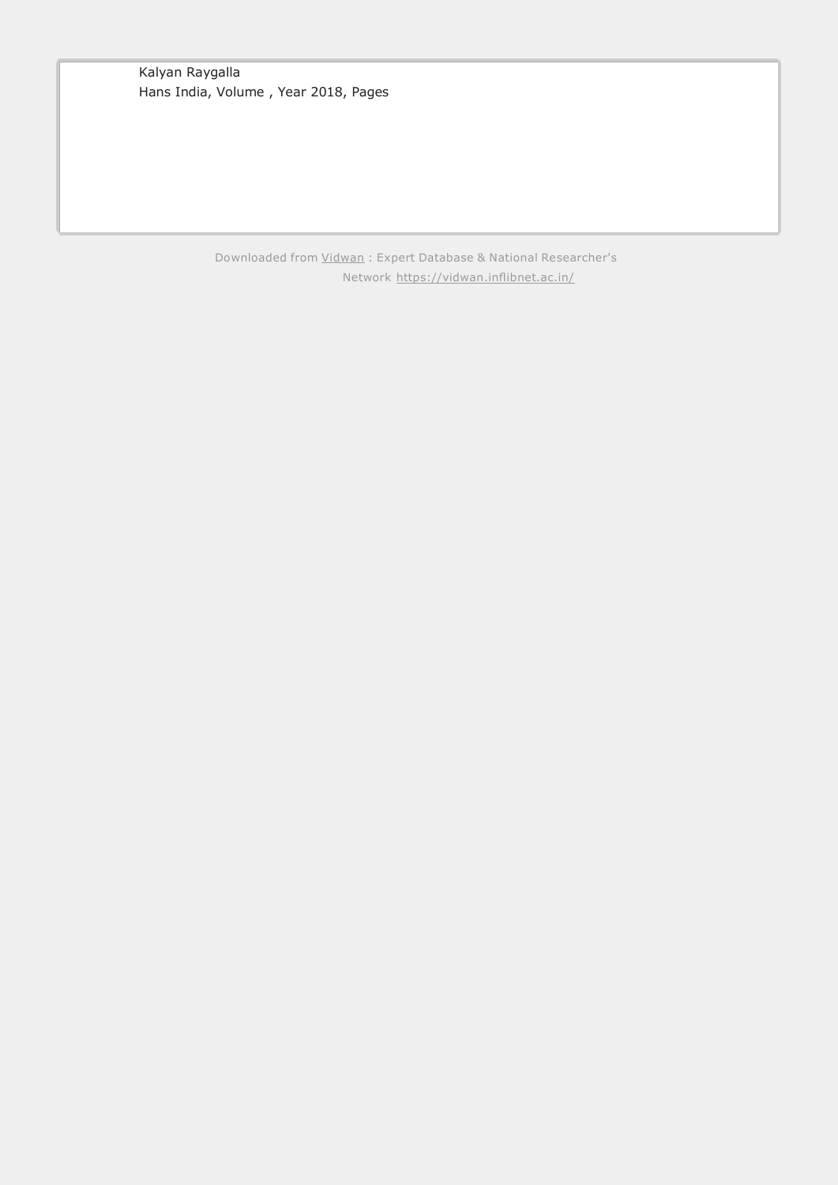Kalyan Raygalla
Hans India, Volume , Year 2018, Pages

Downloaded from Vidwan : Expert Database & National Researcher's Network https://vidwan.inflibnet.ac.in/